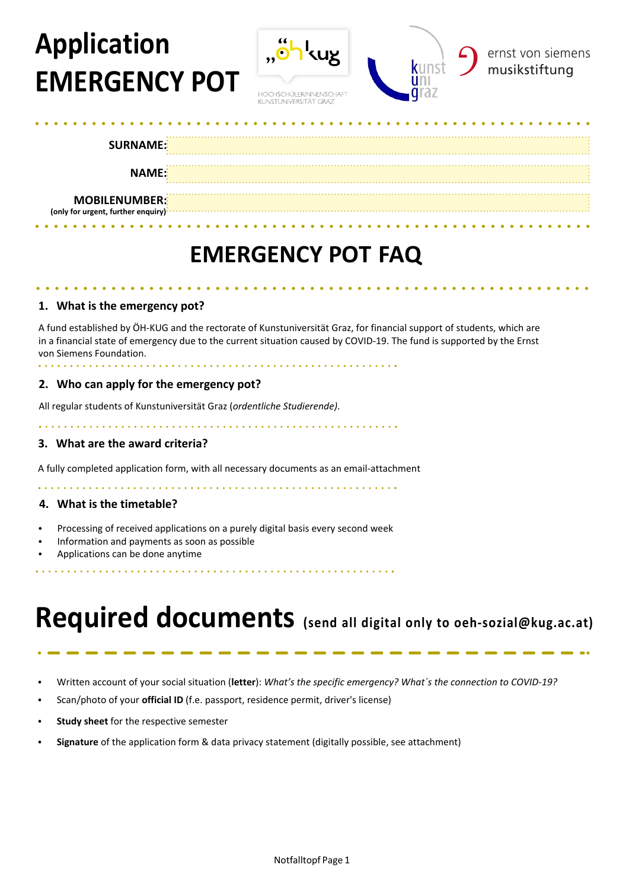# Application EMERGENCY POT

„öh kug
HOCHSCHÜLERINNENSCHAFT KUNSTUNIVERSITÄT GRAZ

kunst uni graz

ernst von siemens musikstiftung

**SURNAME:**

**NAME:**

**MOBILENUMBER:**
**(only for urgent, further enquiry)**

## EMERGENCY POT FAQ

### 1. What is the emergency pot?

A fund established by ÖH-KUG and the rectorate of Kunstuniversität Graz, for financial support of students, which are in a financial state of emergency due to the current situation caused by COVID-19. The fund is supported by the Ernst von Siemens Foundation.

### 2. Who can apply for the emergency pot?

All regular students of Kunstuniversität Graz (*ordentliche Studierende)*.

### 3. What are the award criteria?

A fully completed application form, with all necessary documents as an email-attachment

### 4. What is the timetable?

- Processing of received applications on a purely digital basis every second week
- Information and payments as soon as possible
- Applications can be done anytime

# Required documents (send all digital only to oeh-sozial@kug.ac.at)

- Written account of your social situation (**letter**): *What's the specific emergency? What´s the connection to COVID-19?*
- Scan/photo of your **official ID** (f.e. passport, residence permit, driver's license)
- **Study sheet** for the respective semester
- **Signature** of the application form & data privacy statement (digitally possible, see attachment)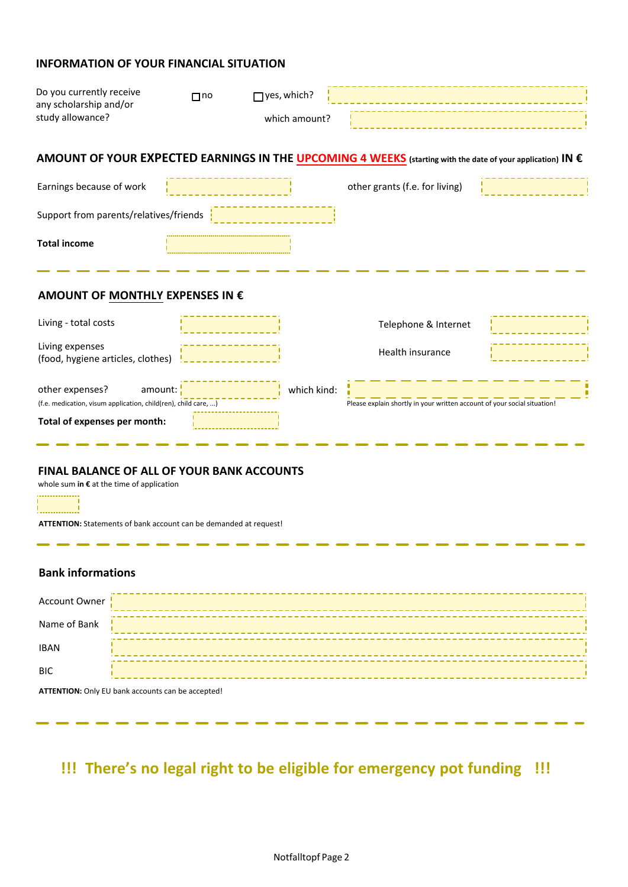## INFORMATION OF YOUR FINANCIAL SITUATION

Do you currently receive any scholarship and/or study allowance? ☐ no ☐ yes, which? ____________

which amount? ____________

## AMOUNT OF YOUR EXPECTED EARNINGS IN THE UPCOMING 4 WEEKS (starting with the date of your application) IN €

| | | | |
|---|---|---|---|
| Earnings because of work | | other grants (f.e. for living) | |
| Support from parents/relatives/friends | | | |
| **Total income** | | | |

## AMOUNT OF MONTHLY EXPENSES IN €

| | | | |
|---|---|---|---|
| Living - total costs | | Telephone & Internet | |
| Living expenses (food, hygiene articles, clothes) | | Health insurance | |

other expenses? amount: ____________ which kind: ____________

(f.e. medication, visum application, child(ren), child care, ...)

Please explain shortly in your written account of your social situation!

**Total of expenses per month:** ____________

## FINAL BALANCE OF ALL OF YOUR BANK ACCOUNTS

whole sum **in €** at the time of application

____________

**ATTENTION:** Statements of bank account can be demanded at request!

## Bank informations

| | |
|---|---|
| Account Owner | |
| Name of Bank | |
| IBAN | |
| BIC | |

**ATTENTION:** Only EU bank accounts can be accepted!

**!!! There's no legal right to be eligible for emergency pot funding !!!**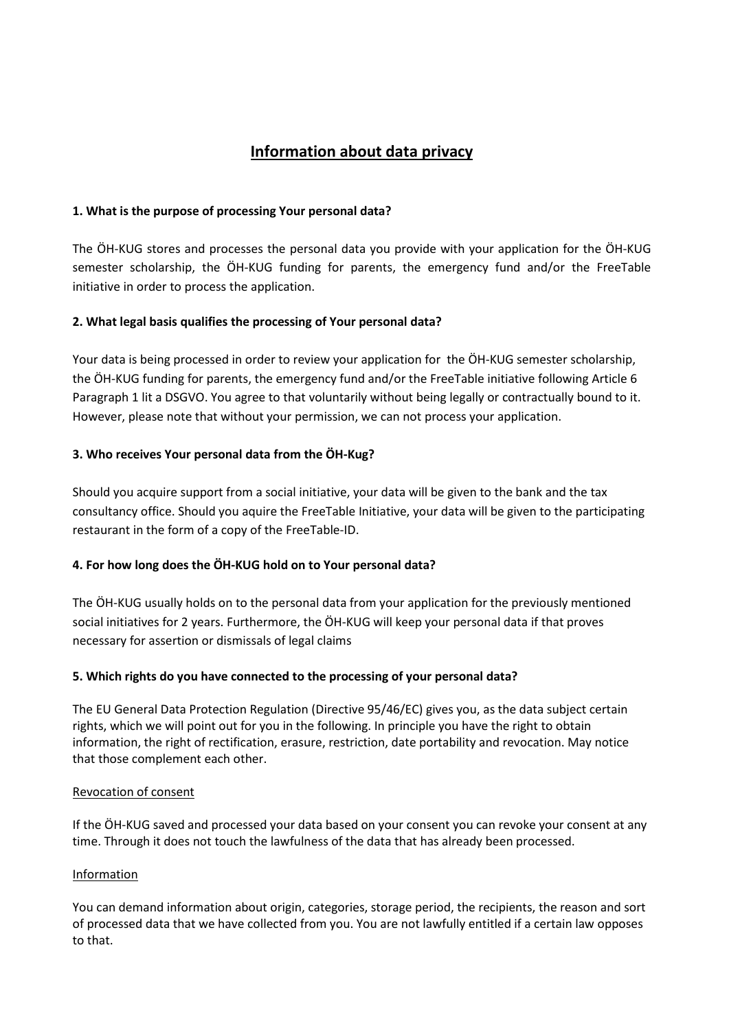# Information about data privacy

**1. What is the purpose of processing Your personal data?**

The ÖH-KUG stores and processes the personal data you provide with your application for the ÖH-KUG semester scholarship, the ÖH-KUG funding for parents, the emergency fund and/or the FreeTable initiative in order to process the application.

**2. What legal basis qualifies the processing of Your personal data?**

Your data is being processed in order to review your application for the ÖH-KUG semester scholarship, the ÖH-KUG funding for parents, the emergency fund and/or the FreeTable initiative following Article 6 Paragraph 1 lit a DSGVO. You agree to that voluntarily without being legally or contractually bound to it. However, please note that without your permission, we can not process your application.

**3. Who receives Your personal data from the ÖH-Kug?**

Should you acquire support from a social initiative, your data will be given to the bank and the tax consultancy office. Should you aquire the FreeTable Initiative, your data will be given to the participating restaurant in the form of a copy of the FreeTable-ID.

**4. For how long does the ÖH-KUG hold on to Your personal data?**

The ÖH-KUG usually holds on to the personal data from your application for the previously mentioned social initiatives for 2 years. Furthermore, the ÖH-KUG will keep your personal data if that proves necessary for assertion or dismissals of legal claims

**5. Which rights do you have connected to the processing of your personal data?**

The EU General Data Protection Regulation (Directive 95/46/EC) gives you, as the data subject certain rights, which we will point out for you in the following. In principle you have the right to obtain information, the right of rectification, erasure, restriction, date portability and revocation. May notice that those complement each other.

Revocation of consent

If the ÖH-KUG saved and processed your data based on your consent you can revoke your consent at any time. Through it does not touch the lawfulness of the data that has already been processed.

Information

You can demand information about origin, categories, storage period, the recipients, the reason and sort of processed data that we have collected from you. You are not lawfully entitled if a certain law opposes to that.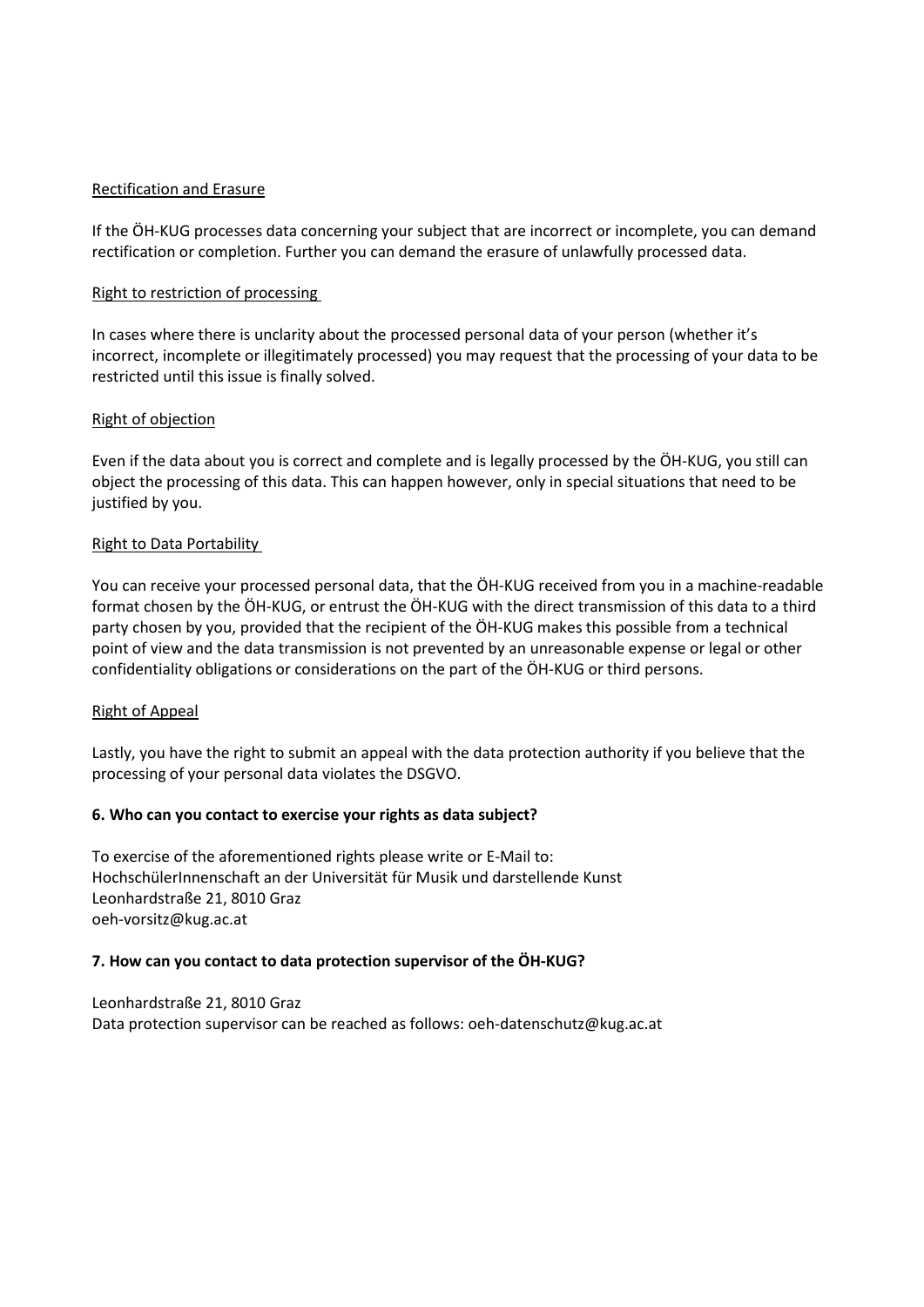Rectification and Erasure

If the ÖH-KUG processes data concerning your subject that are incorrect or incomplete, you can demand rectification or completion. Further you can demand the erasure of unlawfully processed data.

Right to restriction of processing

In cases where there is unclarity about the processed personal data of your person (whether it's incorrect, incomplete or illegitimately processed) you may request that the processing of your data to be restricted until this issue is finally solved.

Right of objection

Even if the data about you is correct and complete and is legally processed by the ÖH-KUG, you still can object the processing of this data. This can happen however, only in special situations that need to be justified by you.

Right to Data Portability

You can receive your processed personal data, that the ÖH-KUG received from you in a machine-readable format chosen by the ÖH-KUG, or entrust the ÖH-KUG with the direct transmission of this data to a third party chosen by you, provided that the recipient of the ÖH-KUG makes this possible from a technical point of view and the data transmission is not prevented by an unreasonable expense or legal or other confidentiality obligations or considerations on the part of the ÖH-KUG or third persons.

Right of Appeal

Lastly, you have the right to submit an appeal with the data protection authority if you believe that the processing of your personal data violates the DSGVO.

**6. Who can you contact to exercise your rights as data subject?**

To exercise of the aforementioned rights please write or E-Mail to:
HochschülerInnenschaft an der Universität für Musik und darstellende Kunst
Leonhardstraße 21, 8010 Graz
oeh-vorsitz@kug.ac.at

**7. How can you contact to data protection supervisor of the ÖH-KUG?**

Leonhardstraße 21, 8010 Graz
Data protection supervisor can be reached as follows: oeh-datenschutz@kug.ac.at